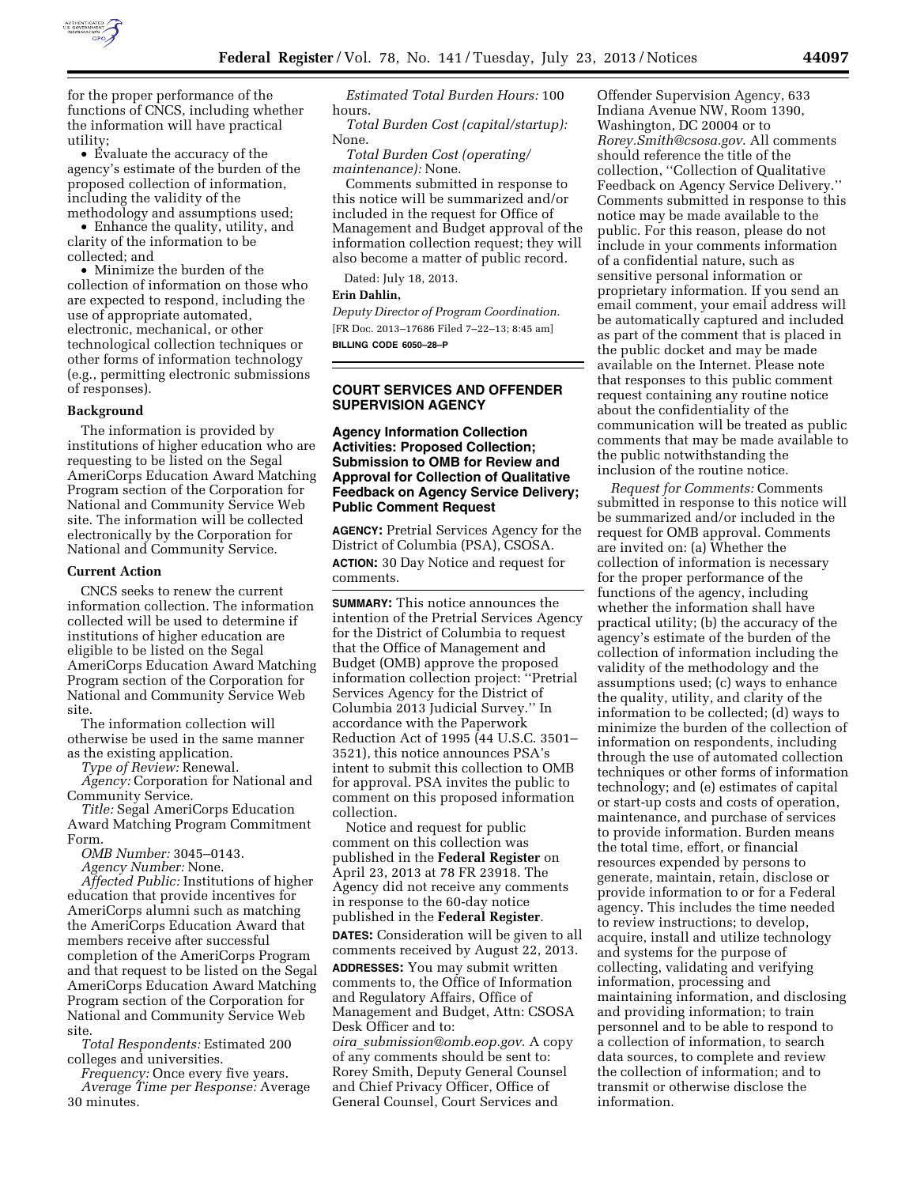for the proper performance of the functions of CNCS, including whether the information will have practical utility;

- Evaluate the accuracy of the agency's estimate of the burden of the proposed collection of information, including the validity of the methodology and assumptions used;
- Enhance the quality, utility, and clarity of the information to be collected; and
- Minimize the burden of the collection of information on those who are expected to respond, including the use of appropriate automated, electronic, mechanical, or other technological collection techniques or other forms of information technology (e.g., permitting electronic submissions of responses).

## Background

The information is provided by institutions of higher education who are requesting to be listed on the Segal AmeriCorps Education Award Matching Program section of the Corporation for National and Community Service Web site. The information will be collected electronically by the Corporation for National and Community Service.

## Current Action

CNCS seeks to renew the current information collection. The information collected will be used to determine if institutions of higher education are eligible to be listed on the Segal AmeriCorps Education Award Matching Program section of the Corporation for National and Community Service Web site.

The information collection will otherwise be used in the same manner as the existing application.

*Type of Review:* Renewal.

*Agency:* Corporation for National and Community Service.

*Title:* Segal AmeriCorps Education Award Matching Program Commitment Form.

*OMB Number:* 3045–0143.

*Agency Number:* None.

*Affected Public:* Institutions of higher education that provide incentives for AmeriCorps alumni such as matching the AmeriCorps Education Award that members receive after successful completion of the AmeriCorps Program and that request to be listed on the Segal AmeriCorps Education Award Matching Program section of the Corporation for National and Community Service Web site.

*Total Respondents:* Estimated 200 colleges and universities.

*Frequency:* Once every five years.

*Average Time per Response:* Average 30 minutes.

*Estimated Total Burden Hours:* 100 hours.

*Total Burden Cost (capital/startup):* None.

*Total Burden Cost (operating/maintenance):* None.

Comments submitted in response to this notice will be summarized and/or included in the request for Office of Management and Budget approval of the information collection request; they will also become a matter of public record.

Dated: July 18, 2013.

**Erin Dahlin,**

*Deputy Director of Program Coordination.*

[FR Doc. 2013–17686 Filed 7–22–13; 8:45 am]

**BILLING CODE 6050–28–P**

## COURT SERVICES AND OFFENDER SUPERVISION AGENCY

### Agency Information Collection Activities: Proposed Collection; Submission to OMB for Review and Approval for Collection of Qualitative Feedback on Agency Service Delivery; Public Comment Request

**AGENCY:** Pretrial Services Agency for the District of Columbia (PSA), CSOSA.

**ACTION:** 30 Day Notice and request for comments.

**SUMMARY:** This notice announces the intention of the Pretrial Services Agency for the District of Columbia to request that the Office of Management and Budget (OMB) approve the proposed information collection project: ''Pretrial Services Agency for the District of Columbia 2013 Judicial Survey.'' In accordance with the Paperwork Reduction Act of 1995 (44 U.S.C. 3501–3521), this notice announces PSA's intent to submit this collection to OMB for approval. PSA invites the public to comment on this proposed information collection.

Notice and request for public comment on this collection was published in the **Federal Register** on April 23, 2013 at 78 FR 23918. The Agency did not receive any comments in response to the 60-day notice published in the **Federal Register**.

**DATES:** Consideration will be given to all comments received by August 22, 2013.

**ADDRESSES:** You may submit written comments to, the Office of Information and Regulatory Affairs, Office of Management and Budget, Attn: CSOSA Desk Officer and to: *oira_submission@omb.eop.gov*. A copy of any comments should be sent to: Rorey Smith, Deputy General Counsel and Chief Privacy Officer, Office of General Counsel, Court Services and Offender Supervision Agency, 633 Indiana Avenue NW, Room 1390, Washington, DC 20004 or to *Rorey.Smith@csosa.gov*. All comments should reference the title of the collection, ''Collection of Qualitative Feedback on Agency Service Delivery.'' Comments submitted in response to this notice may be made available to the public. For this reason, please do not include in your comments information of a confidential nature, such as sensitive personal information or proprietary information. If you send an email comment, your email address will be automatically captured and included as part of the comment that is placed in the public docket and may be made available on the Internet. Please note that responses to this public comment request containing any routine notice about the confidentiality of the communication will be treated as public comments that may be made available to the public notwithstanding the inclusion of the routine notice.

*Request for Comments:* Comments submitted in response to this notice will be summarized and/or included in the request for OMB approval. Comments are invited on: (a) Whether the collection of information is necessary for the proper performance of the functions of the agency, including whether the information shall have practical utility; (b) the accuracy of the agency's estimate of the burden of the collection of information including the validity of the methodology and the assumptions used; (c) ways to enhance the quality, utility, and clarity of the information to be collected; (d) ways to minimize the burden of the collection of information on respondents, including through the use of automated collection techniques or other forms of information technology; and (e) estimates of capital or start-up costs and costs of operation, maintenance, and purchase of services to provide information. Burden means the total time, effort, or financial resources expended by persons to generate, maintain, retain, disclose or provide information to or for a Federal agency. This includes the time needed to review instructions; to develop, acquire, install and utilize technology and systems for the purpose of collecting, validating and verifying information, processing and maintaining information, and disclosing and providing information; to train personnel and to be able to respond to a collection of information, to search data sources, to complete and review the collection of information; and to transmit or otherwise disclose the information.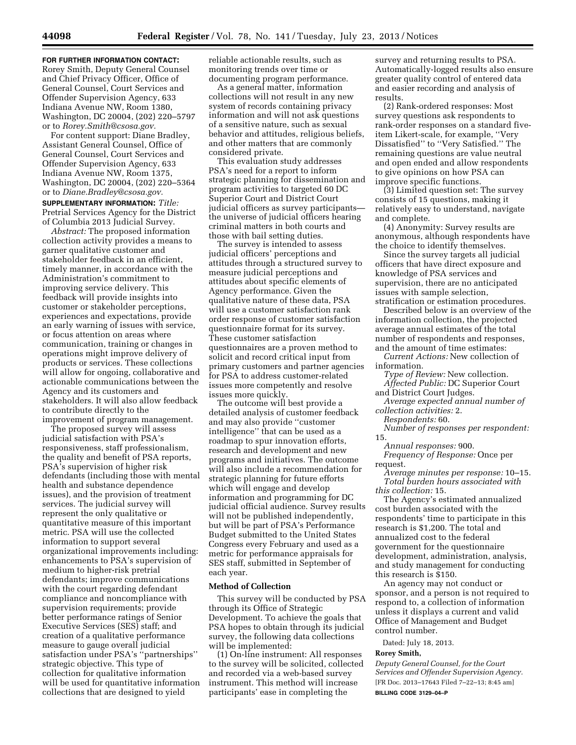**FOR FURTHER INFORMATION CONTACT:** Rorey Smith, Deputy General Counsel and Chief Privacy Officer, Office of General Counsel, Court Services and Offender Supervision Agency, 633 Indiana Avenue NW, Room 1380, Washington, DC 20004, (202) 220–5797 or to *Rorey.Smith@csosa.gov.*

For content support: Diane Bradley, Assistant General Counsel, Office of General Counsel, Court Services and Offender Supervision Agency, 633 Indiana Avenue NW, Room 1375, Washington, DC 20004, (202) 220–5364 or to *Diane.Bradley@csosa.gov.*

**SUPPLEMENTARY INFORMATION:** *Title:* Pretrial Services Agency for the District of Columbia 2013 Judicial Survey.

*Abstract:* The proposed information collection activity provides a means to garner qualitative customer and stakeholder feedback in an efficient, timely manner, in accordance with the Administration's commitment to improving service delivery. This feedback will provide insights into customer or stakeholder perceptions, experiences and expectations, provide an early warning of issues with service, or focus attention on areas where communication, training or changes in operations might improve delivery of products or services. These collections will allow for ongoing, collaborative and actionable communications between the Agency and its customers and stakeholders. It will also allow feedback to contribute directly to the improvement of program management.

The proposed survey will assess judicial satisfaction with PSA's responsiveness, staff professionalism, the quality and benefit of PSA reports, PSA's supervision of higher risk defendants (including those with mental health and substance dependence issues), and the provision of treatment services. The judicial survey will represent the only qualitative or quantitative measure of this important metric. PSA will use the collected information to support several organizational improvements including: enhancements to PSA's supervision of medium to higher-risk pretrial defendants; improve communications with the court regarding defendant compliance and noncompliance with supervision requirements; provide better performance ratings of Senior Executive Services (SES) staff; and creation of a qualitative performance measure to gauge overall judicial satisfaction under PSA's "partnerships" strategic objective. This type of collection for qualitative information will be used for quantitative information collections that are designed to yield reliable actionable results, such as monitoring trends over time or documenting program performance.

As a general matter, information collections will not result in any new system of records containing privacy information and will not ask questions of a sensitive nature, such as sexual behavior and attitudes, religious beliefs, and other matters that are commonly considered private.

This evaluation study addresses PSA's need for a report to inform strategic planning for dissemination and program activities to targeted 60 DC Superior Court and District Court judicial officers as survey participants—the universe of judicial officers hearing criminal matters in both courts and those with bail setting duties.

The survey is intended to assess judicial officers' perceptions and attitudes through a structured survey to measure judicial perceptions and attitudes about specific elements of Agency performance. Given the qualitative nature of these data, PSA will use a customer satisfaction rank order response of customer satisfaction questionnaire format for its survey. These customer satisfaction questionnaires are a proven method to solicit and record critical input from primary customers and partner agencies for PSA to address customer-related issues more competently and resolve issues more quickly.

The outcome will best provide a detailed analysis of customer feedback and may also provide "customer intelligence" that can be used as a roadmap to spur innovation efforts, research and development and new programs and initiatives. The outcome will also include a recommendation for strategic planning for future efforts which will engage and develop information and programming for DC judicial official audience. Survey results will not be published independently, but will be part of PSA's Performance Budget submitted to the United States Congress every February and used as a metric for performance appraisals for SES staff, submitted in September of each year.

## Method of Collection

This survey will be conducted by PSA through its Office of Strategic Development. To achieve the goals that PSA hopes to obtain through its judicial survey, the following data collections will be implemented:

(1) On-line instrument: All responses to the survey will be solicited, collected and recorded via a web-based survey instrument. This method will increase participants' ease in completing the survey and returning results to PSA. Automatically-logged results also ensure greater quality control of entered data and easier recording and analysis of results.

(2) Rank-ordered responses: Most survey questions ask respondents to rank-order responses on a standard five-item Likert-scale, for example, "Very Dissatisfied" to "Very Satisfied." The remaining questions are value neutral and open ended and allow respondents to give opinions on how PSA can improve specific functions.

(3) Limited question set: The survey consists of 15 questions, making it relatively easy to understand, navigate and complete.

(4) Anonymity: Survey results are anonymous, although respondents have the choice to identify themselves.

Since the survey targets all judicial officers that have direct exposure and knowledge of PSA services and supervision, there are no anticipated issues with sample selection, stratification or estimation procedures.

Described below is an overview of the information collection, the projected average annual estimates of the total number of respondents and responses, and the amount of time estimates:

*Current Actions:* New collection of information.

*Type of Review:* New collection.

*Affected Public:* DC Superior Court and District Court Judges.

*Average expected annual number of collection activities:* 2.

*Respondents:* 60.

*Number of responses per respondent:* 15.

*Annual responses:* 900.

*Frequency of Response:* Once per request.

*Average minutes per response:* 10–15.

*Total burden hours associated with this collection:* 15.

The Agency's estimated annualized cost burden associated with the respondents' time to participate in this research is $1,200. The total and annualized cost to the federal government for the questionnaire development, administration, analysis, and study management for conducting this research is $150.

An agency may not conduct or sponsor, and a person is not required to respond to, a collection of information unless it displays a current and valid Office of Management and Budget control number.

Dated: July 18, 2013.

**Rorey Smith,**

*Deputy General Counsel, for the Court Services and Offender Supervision Agency.*

[FR Doc. 2013–17643 Filed 7–22–13; 8:45 am]

**BILLING CODE 3129–04–P**